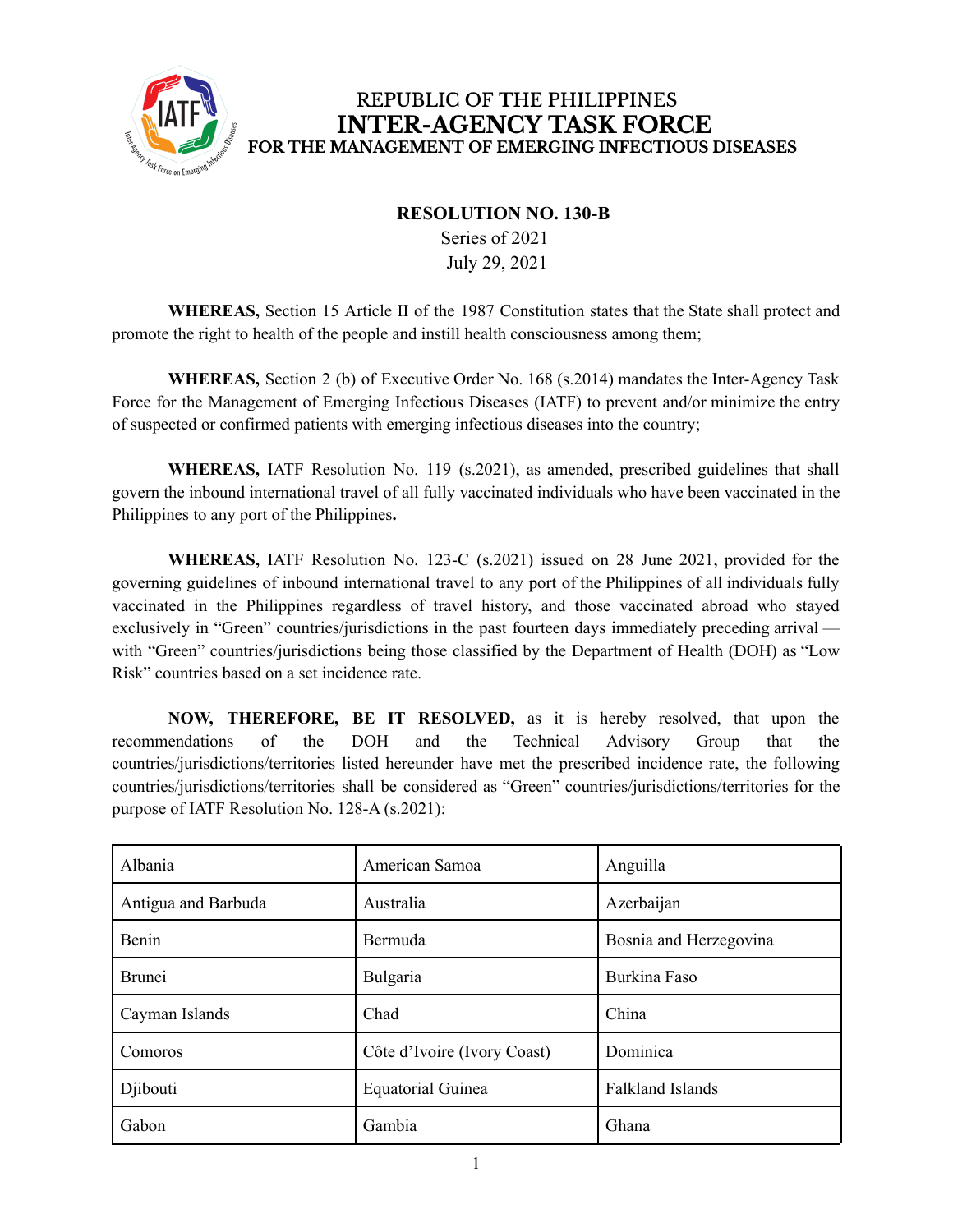REPUBLIC OF THE PHILIPPINES
# INTER-AGENCY TASK FORCE
## FOR THE MANAGEMENT OF EMERGING INFECTIOUS DISEASES

**RESOLUTION NO. 130-B**
Series of 2021
July 29, 2021

**WHEREAS,** Section 15 Article II of the 1987 Constitution states that the State shall protect and promote the right to health of the people and instill health consciousness among them;

**WHEREAS,** Section 2 (b) of Executive Order No. 168 (s.2014) mandates the Inter-Agency Task Force for the Management of Emerging Infectious Diseases (IATF) to prevent and/or minimize the entry of suspected or confirmed patients with emerging infectious diseases into the country;

**WHEREAS,** IATF Resolution No. 119 (s.2021), as amended, prescribed guidelines that shall govern the inbound international travel of all fully vaccinated individuals who have been vaccinated in the Philippines to any port of the Philippines**.**

**WHEREAS,** IATF Resolution No. 123-C (s.2021) issued on 28 June 2021, provided for the governing guidelines of inbound international travel to any port of the Philippines of all individuals fully vaccinated in the Philippines regardless of travel history, and those vaccinated abroad who stayed exclusively in "Green" countries/jurisdictions in the past fourteen days immediately preceding arrival — with "Green" countries/jurisdictions being those classified by the Department of Health (DOH) as "Low Risk" countries based on a set incidence rate.

**NOW, THEREFORE, BE IT RESOLVED,** as it is hereby resolved, that upon the recommendations of the DOH and the Technical Advisory Group that the countries/jurisdictions/territories listed hereunder have met the prescribed incidence rate, the following countries/jurisdictions/territories shall be considered as "Green" countries/jurisdictions/territories for the purpose of IATF Resolution No. 128-A (s.2021):

| | | |
|---|---|---|
| Albania | American Samoa | Anguilla |
| Antigua and Barbuda | Australia | Azerbaijan |
| Benin | Bermuda | Bosnia and Herzegovina |
| Brunei | Bulgaria | Burkina Faso |
| Cayman Islands | Chad | China |
| Comoros | Côte d'Ivoire (Ivory Coast) | Dominica |
| Djibouti | Equatorial Guinea | Falkland Islands |
| Gabon | Gambia | Ghana |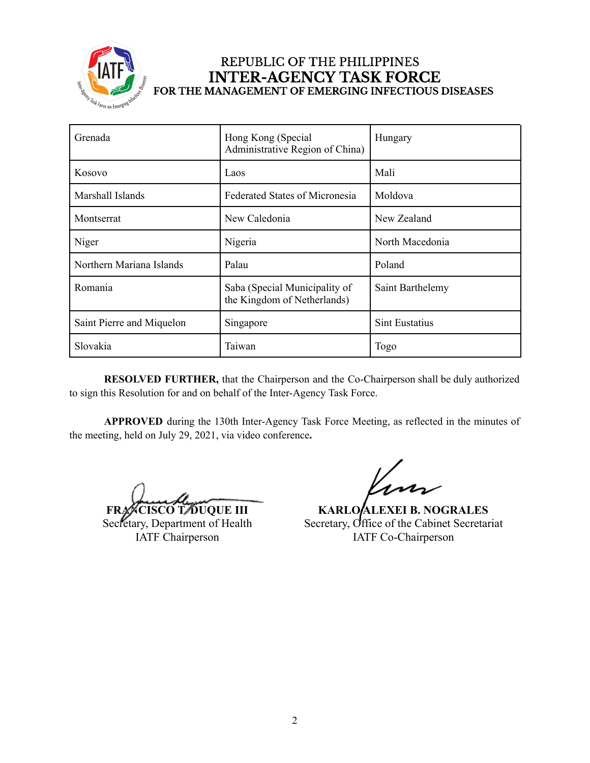# REPUBLIC OF THE PHILIPPINES
# INTER-AGENCY TASK FORCE
## FOR THE MANAGEMENT OF EMERGING INFECTIOUS DISEASES

| Grenada | Hong Kong (Special Administrative Region of China) | Hungary |
|---|---|---|
| Kosovo | Laos | Mali |
| Marshall Islands | Federated States of Micronesia | Moldova |
| Montserrat | New Caledonia | New Zealand |
| Niger | Nigeria | North Macedonia |
| Northern Mariana Islands | Palau | Poland |
| Romania | Saba (Special Municipality of the Kingdom of Netherlands) | Saint Barthelemy |
| Saint Pierre and Miquelon | Singapore | Sint Eustatius |
| Slovakia | Taiwan | Togo |

**RESOLVED FURTHER,** that the Chairperson and the Co-Chairperson shall be duly authorized to sign this Resolution for and on behalf of the Inter-Agency Task Force.

**APPROVED** during the 130th Inter-Agency Task Force Meeting, as reflected in the minutes of the meeting, held on July 29, 2021, via video conference**.**

**FRANCISCO T. DUQUE III**
Secretary, Department of Health
IATF Chairperson

**KARLO ALEXEI B. NOGRALES**
Secretary, Office of the Cabinet Secretariat
IATF Co-Chairperson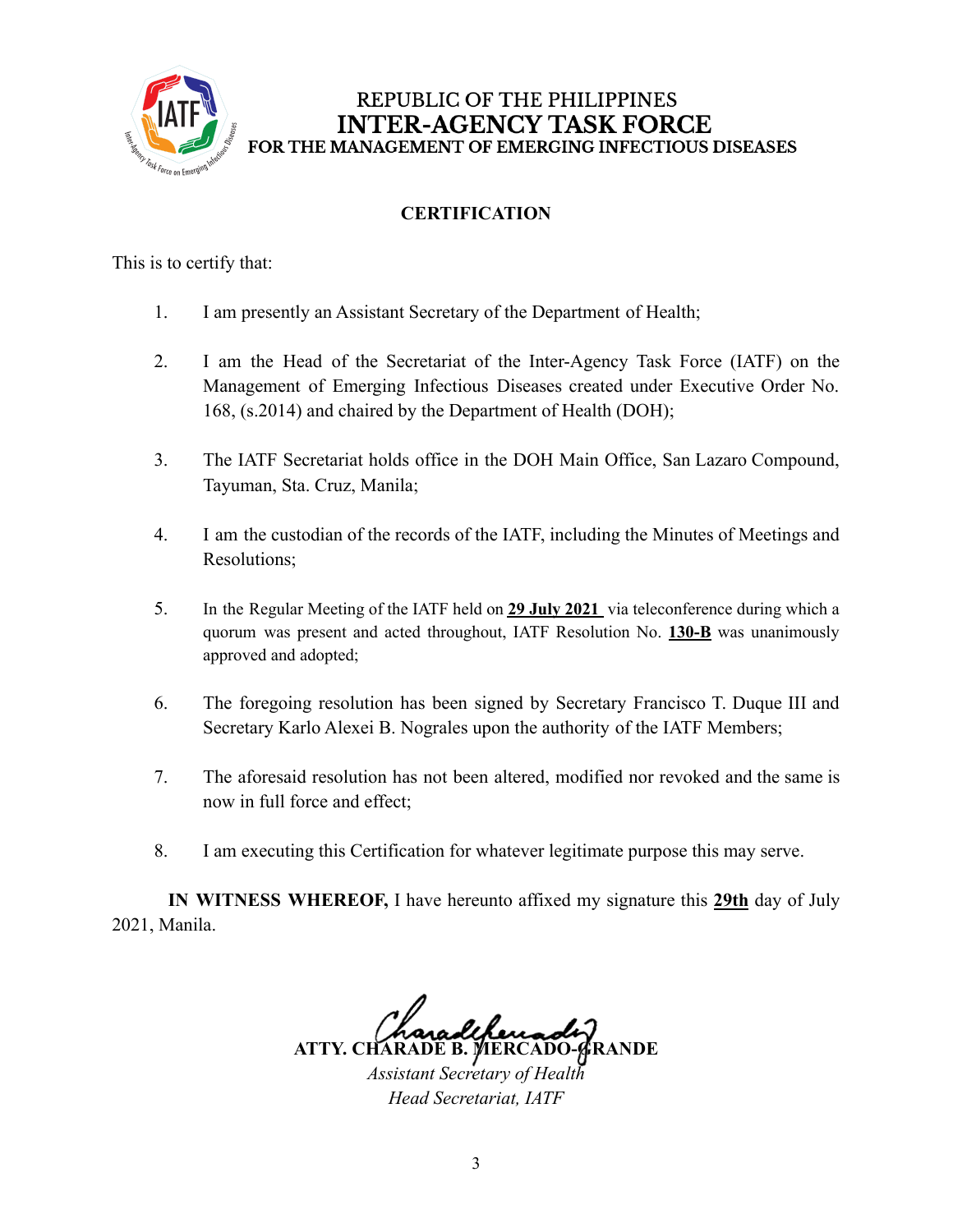REPUBLIC OF THE PHILIPPINES
**INTER-AGENCY TASK FORCE**
**FOR THE MANAGEMENT OF EMERGING INFECTIOUS DISEASES**

## CERTIFICATION

This is to certify that:

1. I am presently an Assistant Secretary of the Department of Health;

2. I am the Head of the Secretariat of the Inter-Agency Task Force (IATF) on the Management of Emerging Infectious Diseases created under Executive Order No. 168, (s.2014) and chaired by the Department of Health (DOH);

3. The IATF Secretariat holds office in the DOH Main Office, San Lazaro Compound, Tayuman, Sta. Cruz, Manila;

4. I am the custodian of the records of the IATF, including the Minutes of Meetings and Resolutions;

5. In the Regular Meeting of the IATF held on **29 July 2021** via teleconference during which a quorum was present and acted throughout, IATF Resolution No. **130-B** was unanimously approved and adopted;

6. The foregoing resolution has been signed by Secretary Francisco T. Duque III and Secretary Karlo Alexei B. Nograles upon the authority of the IATF Members;

7. The aforesaid resolution has not been altered, modified nor revoked and the same is now in full force and effect;

8. I am executing this Certification for whatever legitimate purpose this may serve.

**IN WITNESS WHEREOF,** I have hereunto affixed my signature this **29th** day of July 2021, Manila.

**ATTY. CHARADE B. MERCADO-GRANDE**
*Assistant Secretary of Health*
*Head Secretariat, IATF*